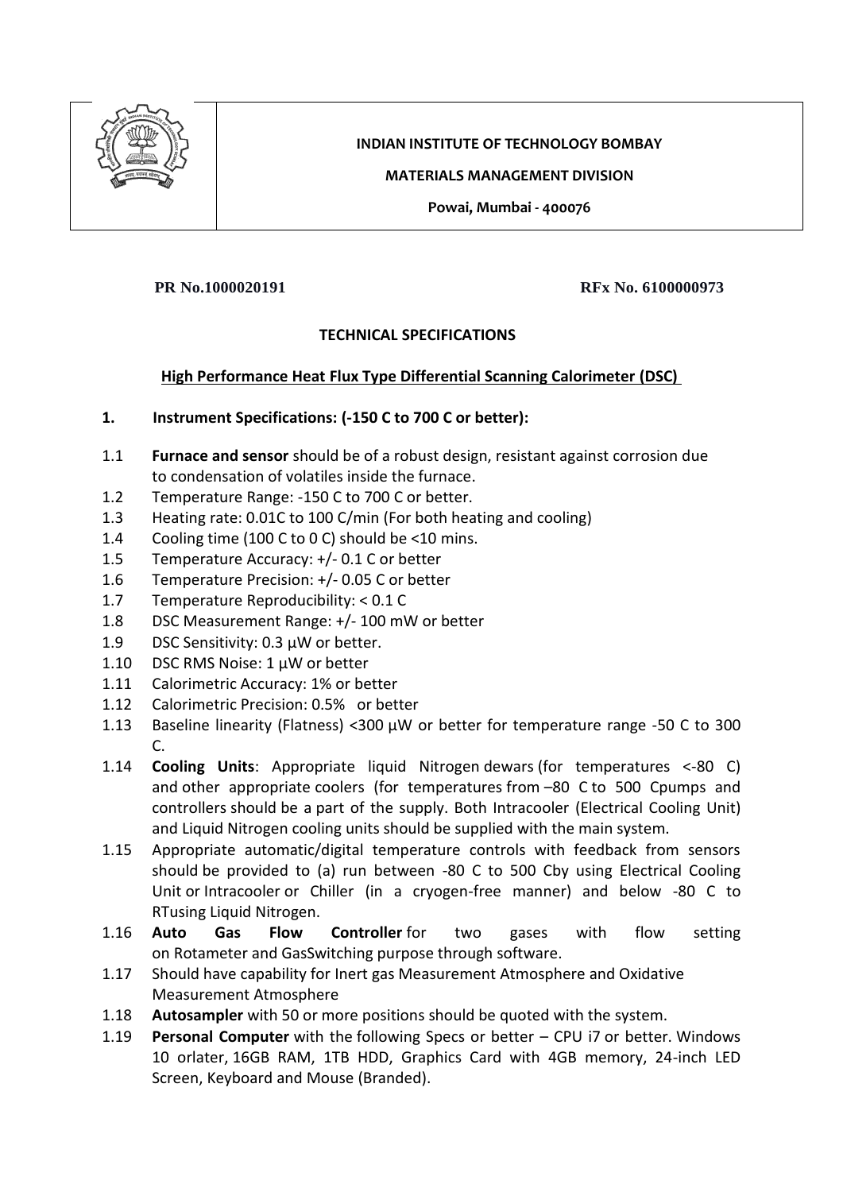**INDIAN INSTITUTE OF TECHNOLOGY BOMBAY**

**MATERIALS MANAGEMENT DIVISION**

**Powai, Mumbai - 400076**

**PR No.1000020191** **RFx No. 6100000973**

## TECHNICAL SPECIFICATIONS

### High Performance Heat Flux Type Differential Scanning Calorimeter (DSC)

**1. Instrument Specifications: (-150 C to 700 C or better):**

1.1 **Furnace and sensor** should be of a robust design, resistant against corrosion due to condensation of volatiles inside the furnace.

1.2 Temperature Range: -150 C to 700 C or better.

1.3 Heating rate: 0.01C to 100 C/min (For both heating and cooling)

1.4 Cooling time (100 C to 0 C) should be <10 mins.

1.5 Temperature Accuracy: +/- 0.1 C or better

1.6 Temperature Precision: +/- 0.05 C or better

1.7 Temperature Reproducibility: < 0.1 C

1.8 DSC Measurement Range: +/- 100 mW or better

1.9 DSC Sensitivity: 0.3 µW or better.

1.10 DSC RMS Noise: 1 µW or better

1.11 Calorimetric Accuracy: 1% or better

1.12 Calorimetric Precision: 0.5% or better

1.13 Baseline linearity (Flatness) <300 µW or better for temperature range -50 C to 300 C.

1.14 **Cooling Units**: Appropriate liquid Nitrogen dewars (for temperatures <-80 C) and other appropriate coolers (for temperatures from –80 C to 500 Cpumps and controllers should be a part of the supply. Both Intracooler (Electrical Cooling Unit) and Liquid Nitrogen cooling units should be supplied with the main system.

1.15 Appropriate automatic/digital temperature controls with feedback from sensors should be provided to (a) run between -80 C to 500 Cby using Electrical Cooling Unit or Intracooler or Chiller (in a cryogen-free manner) and below -80 C to RTusing Liquid Nitrogen.

1.16 **Auto Gas Flow Controller** for two gases with flow setting on Rotameter and GasSwitching purpose through software.

1.17 Should have capability for Inert gas Measurement Atmosphere and Oxidative Measurement Atmosphere

1.18 **Autosampler** with 50 or more positions should be quoted with the system.

1.19 **Personal Computer** with the following Specs or better – CPU i7 or better. Windows 10 orlater, 16GB RAM, 1TB HDD, Graphics Card with 4GB memory, 24-inch LED Screen, Keyboard and Mouse (Branded).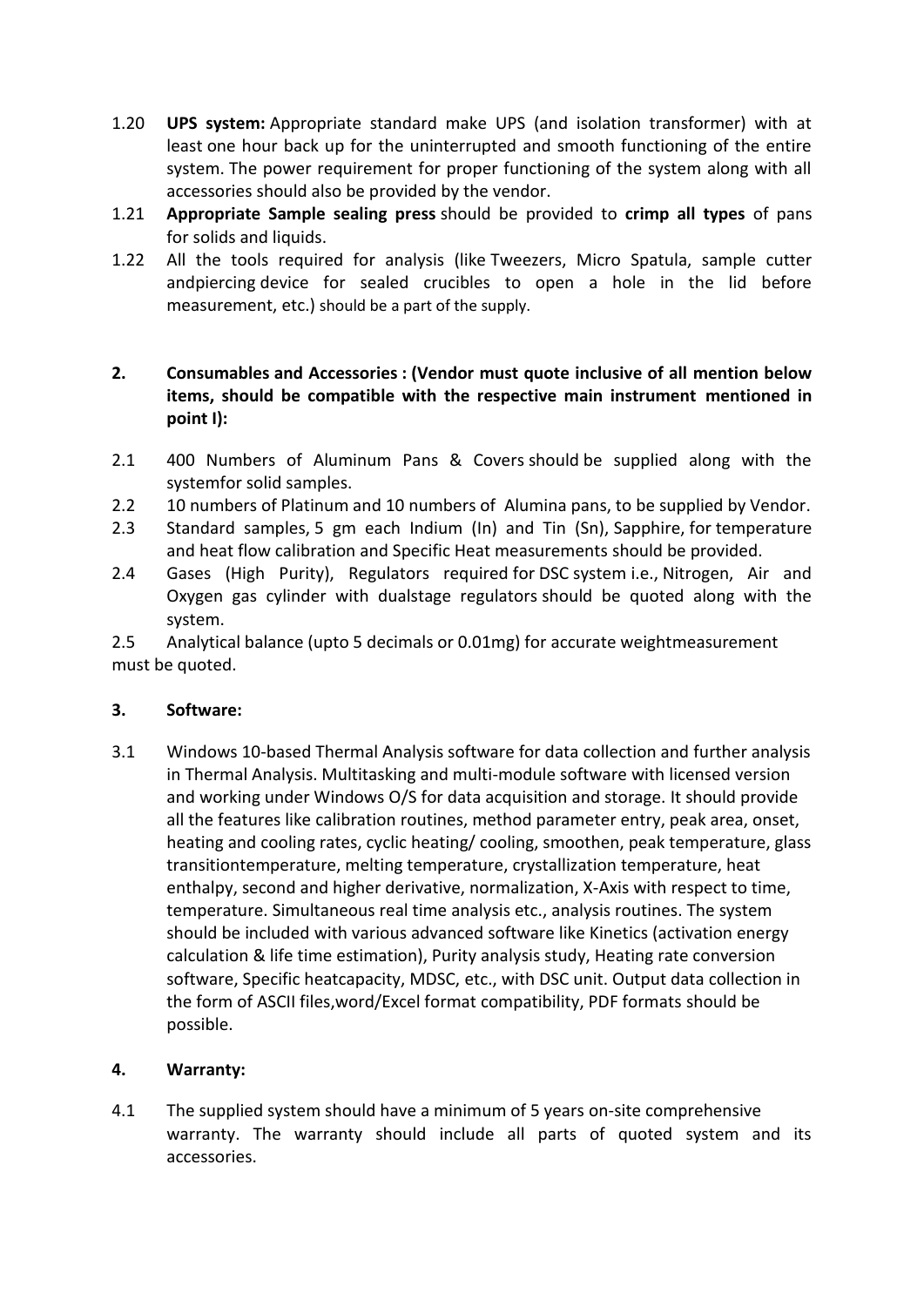1.20 **UPS system:** Appropriate standard make UPS (and isolation transformer) with at least one hour back up for the uninterrupted and smooth functioning of the entire system. The power requirement for proper functioning of the system along with all accessories should also be provided by the vendor.

1.21 **Appropriate Sample sealing press** should be provided to **crimp all types** of pans for solids and liquids.

1.22 All the tools required for analysis (like Tweezers, Micro Spatula, sample cutter andpiercing device for sealed crucibles to open a hole in the lid before measurement, etc.) should be a part of the supply.

**2. Consumables and Accessories : (Vendor must quote inclusive of all mention below items, should be compatible with the respective main instrument mentioned in point I):**

2.1 400 Numbers of Aluminum Pans & Covers should be supplied along with the systemfor solid samples.

2.2 10 numbers of Platinum and 10 numbers of Alumina pans, to be supplied by Vendor.

2.3 Standard samples, 5 gm each Indium (In) and Tin (Sn), Sapphire, for temperature and heat flow calibration and Specific Heat measurements should be provided.

2.4 Gases (High Purity), Regulators required for DSC system i.e., Nitrogen, Air and Oxygen gas cylinder with dualstage regulators should be quoted along with the system.

2.5 Analytical balance (upto 5 decimals or 0.01mg) for accurate weightmeasurement must be quoted.

**3. Software:**

3.1 Windows 10-based Thermal Analysis software for data collection and further analysis in Thermal Analysis. Multitasking and multi-module software with licensed version and working under Windows O/S for data acquisition and storage. It should provide all the features like calibration routines, method parameter entry, peak area, onset, heating and cooling rates, cyclic heating/ cooling, smoothen, peak temperature, glass transitiontemperature, melting temperature, crystallization temperature, heat enthalpy, second and higher derivative, normalization, X-Axis with respect to time, temperature. Simultaneous real time analysis etc., analysis routines. The system should be included with various advanced software like Kinetics (activation energy calculation & life time estimation), Purity analysis study, Heating rate conversion software, Specific heatcapacity, MDSC, etc., with DSC unit. Output data collection in the form of ASCII files,word/Excel format compatibility, PDF formats should be possible.

**4. Warranty:**

4.1 The supplied system should have a minimum of 5 years on-site comprehensive warranty. The warranty should include all parts of quoted system and its accessories.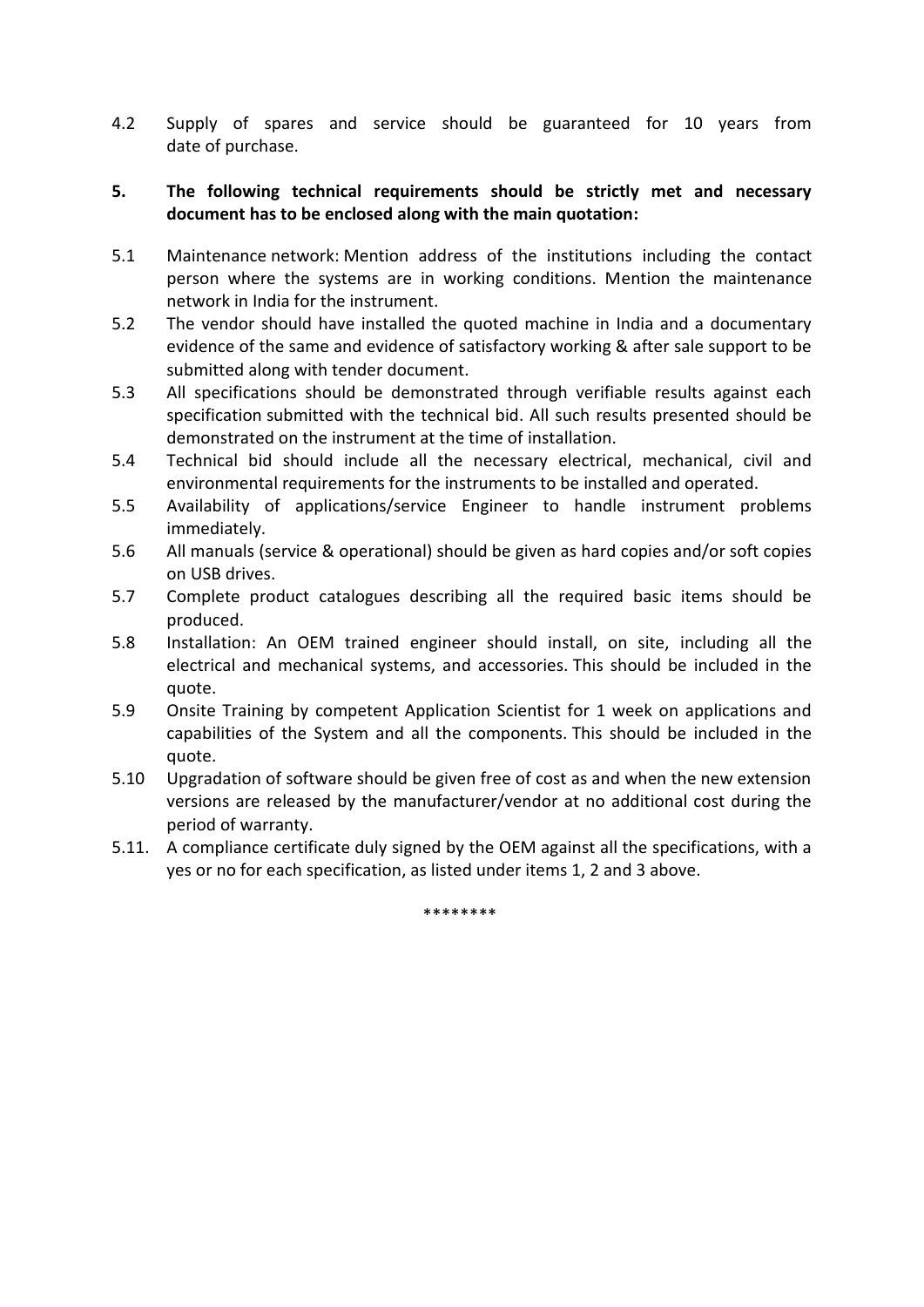4.2 Supply of spares and service should be guaranteed for 10 years from date of purchase.

**5. The following technical requirements should be strictly met and necessary document has to be enclosed along with the main quotation:**

5.1 Maintenance network: Mention address of the institutions including the contact person where the systems are in working conditions. Mention the maintenance network in India for the instrument.

5.2 The vendor should have installed the quoted machine in India and a documentary evidence of the same and evidence of satisfactory working & after sale support to be submitted along with tender document.

5.3 All specifications should be demonstrated through verifiable results against each specification submitted with the technical bid. All such results presented should be demonstrated on the instrument at the time of installation.

5.4 Technical bid should include all the necessary electrical, mechanical, civil and environmental requirements for the instruments to be installed and operated.

5.5 Availability of applications/service Engineer to handle instrument problems immediately.

5.6 All manuals (service & operational) should be given as hard copies and/or soft copies on USB drives.

5.7 Complete product catalogues describing all the required basic items should be produced.

5.8 Installation: An OEM trained engineer should install, on site, including all the electrical and mechanical systems, and accessories. This should be included in the quote.

5.9 Onsite Training by competent Application Scientist for 1 week on applications and capabilities of the System and all the components. This should be included in the quote.

5.10 Upgradation of software should be given free of cost as and when the new extension versions are released by the manufacturer/vendor at no additional cost during the period of warranty.

5.11. A compliance certificate duly signed by the OEM against all the specifications, with a yes or no for each specification, as listed under items 1, 2 and 3 above.

********